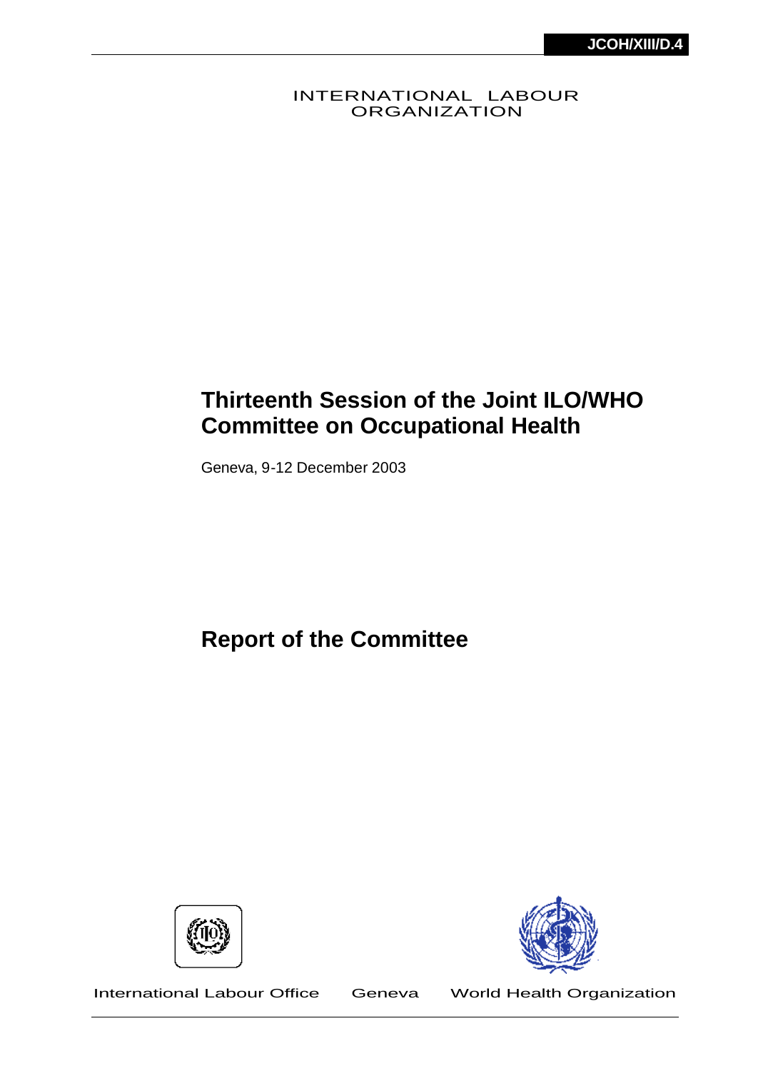JCOH/XIII/D.4

INTERNATIONAL LABOUR ORGANIZATION

# Thirteenth Session of the Joint ILO/WHO Committee on Occupational Health

Geneva, 9-12 December 2003

# Report of the Committee

International Labour Office Geneva World Health Organization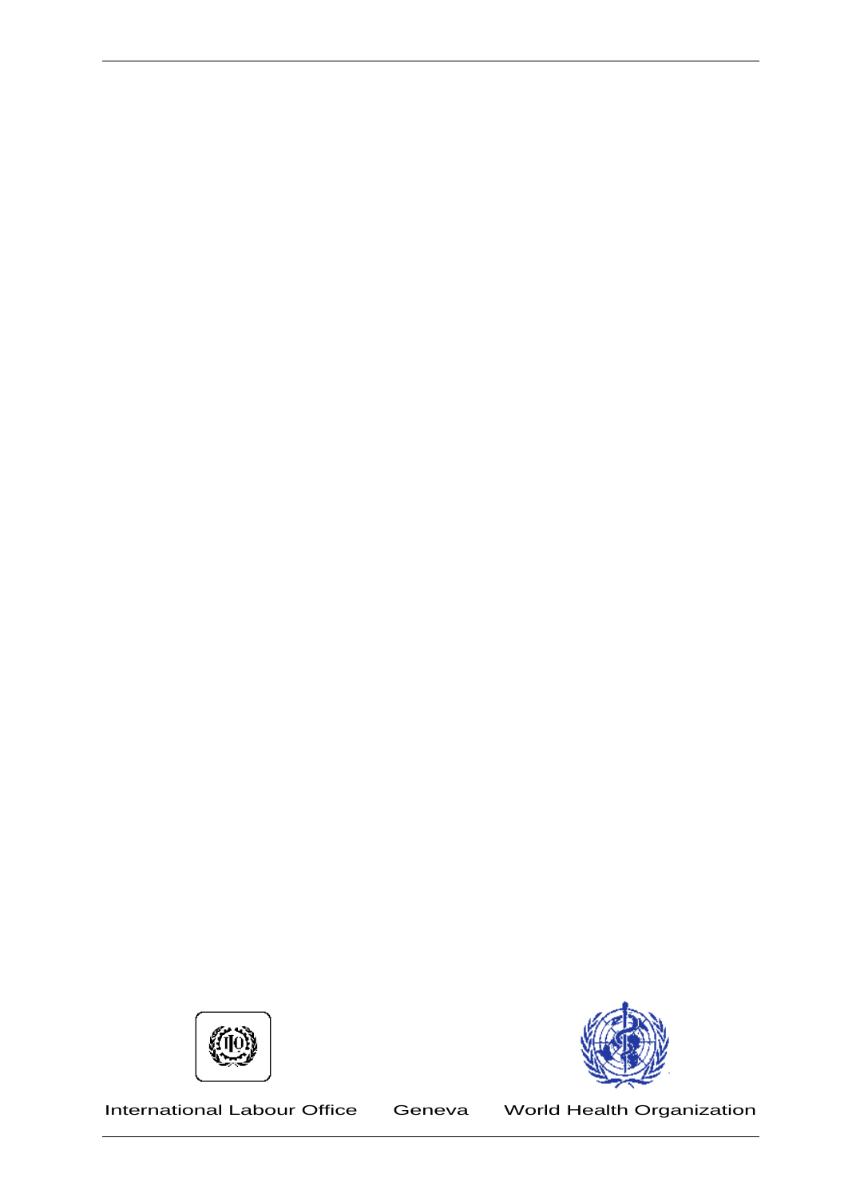International Labour Office Geneva World Health Organization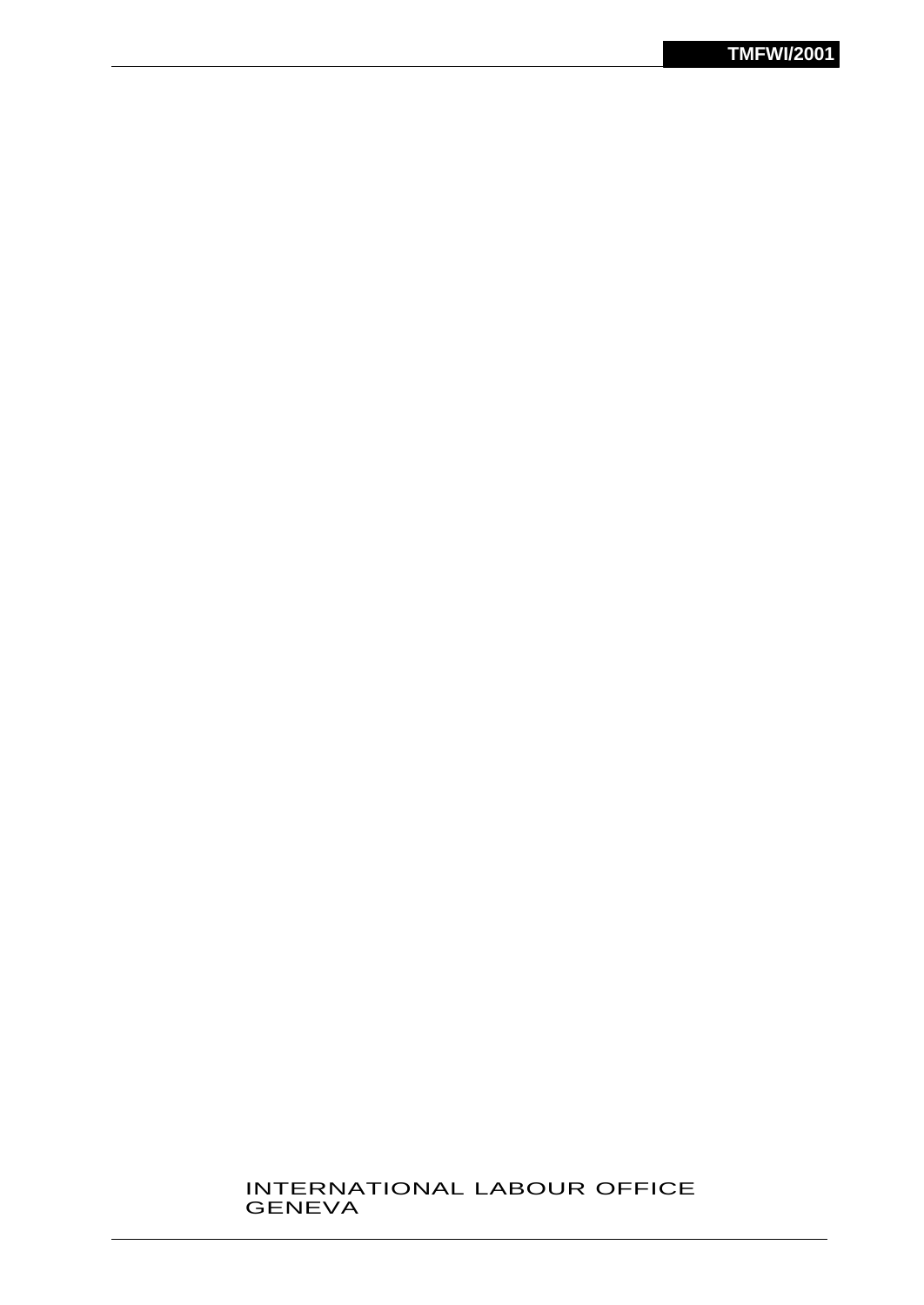INTERNATIONAL LABOUR OFFICE
GENEVA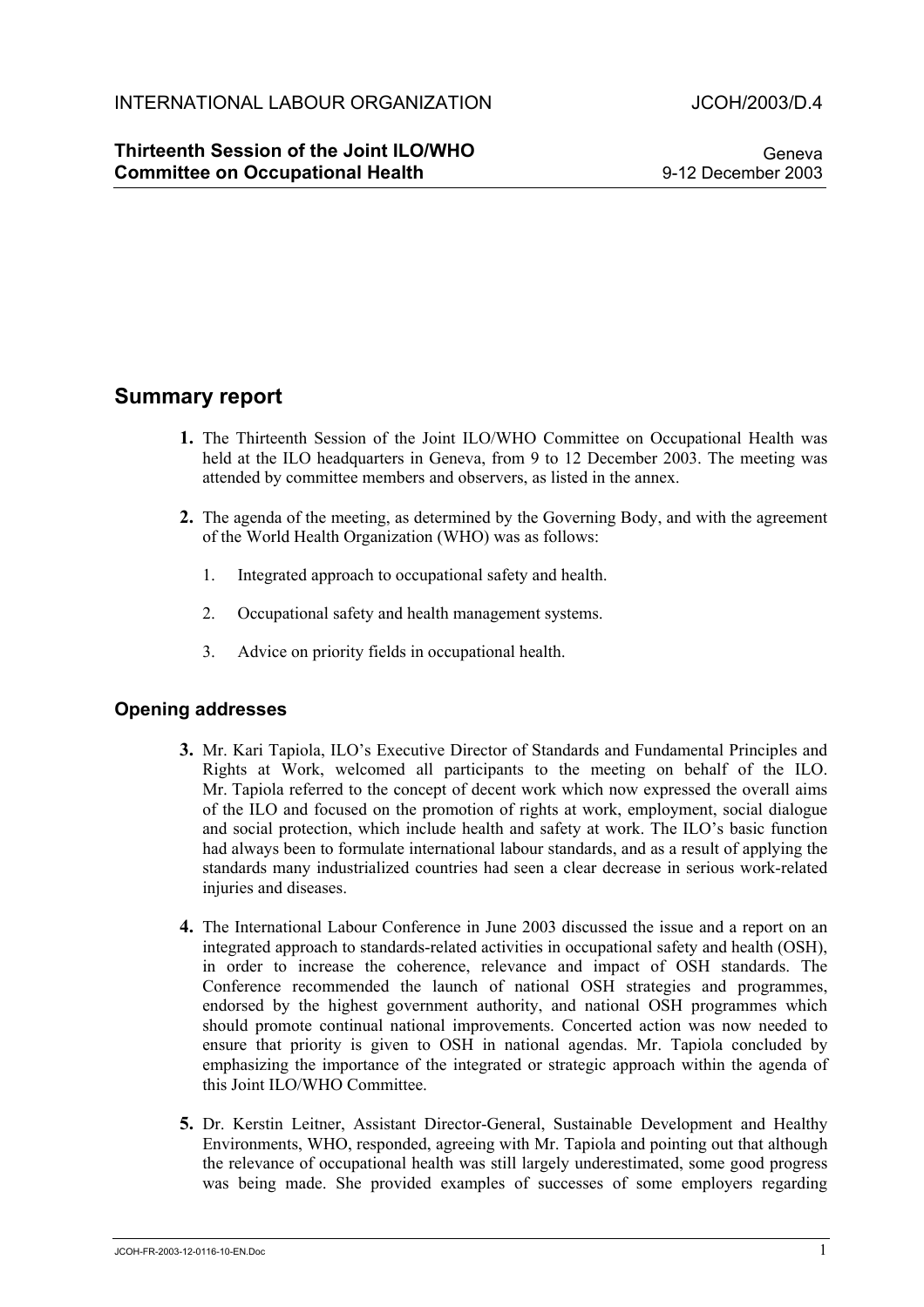INTERNATIONAL LABOUR ORGANIZATION JCOH/2003/D.4

**Thirteenth Session of the Joint ILO/WHO Committee on Occupational Health**

Geneva
9-12 December 2003

# Summary report

**1.** The Thirteenth Session of the Joint ILO/WHO Committee on Occupational Health was held at the ILO headquarters in Geneva, from 9 to 12 December 2003. The meeting was attended by committee members and observers, as listed in the annex.

**2.** The agenda of the meeting, as determined by the Governing Body, and with the agreement of the World Health Organization (WHO) was as follows:

1. Integrated approach to occupational safety and health.
2. Occupational safety and health management systems.
3. Advice on priority fields in occupational health.

## Opening addresses

**3.** Mr. Kari Tapiola, ILO's Executive Director of Standards and Fundamental Principles and Rights at Work, welcomed all participants to the meeting on behalf of the ILO. Mr. Tapiola referred to the concept of decent work which now expressed the overall aims of the ILO and focused on the promotion of rights at work, employment, social dialogue and social protection, which include health and safety at work. The ILO's basic function had always been to formulate international labour standards, and as a result of applying the standards many industrialized countries had seen a clear decrease in serious work-related injuries and diseases.

**4.** The International Labour Conference in June 2003 discussed the issue and a report on an integrated approach to standards-related activities in occupational safety and health (OSH), in order to increase the coherence, relevance and impact of OSH standards. The Conference recommended the launch of national OSH strategies and programmes, endorsed by the highest government authority, and national OSH programmes which should promote continual national improvements. Concerted action was now needed to ensure that priority is given to OSH in national agendas. Mr. Tapiola concluded by emphasizing the importance of the integrated or strategic approach within the agenda of this Joint ILO/WHO Committee.

**5.** Dr. Kerstin Leitner, Assistant Director-General, Sustainable Development and Healthy Environments, WHO, responded, agreeing with Mr. Tapiola and pointing out that although the relevance of occupational health was still largely underestimated, some good progress was being made. She provided examples of successes of some employers regarding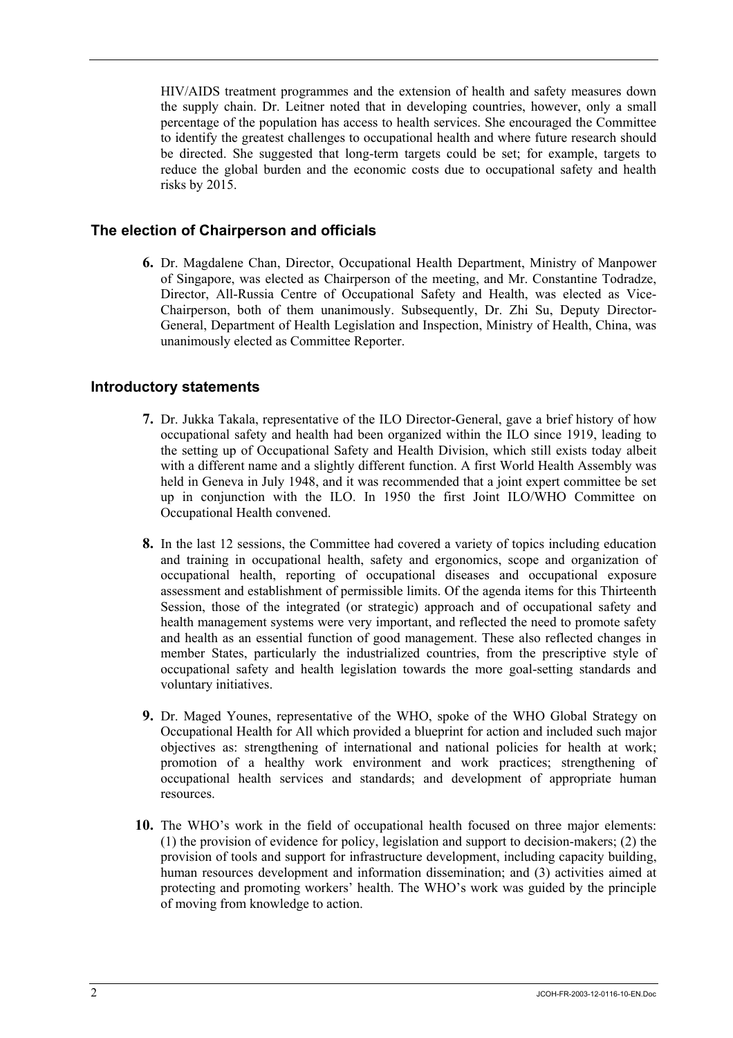HIV/AIDS treatment programmes and the extension of health and safety measures down the supply chain. Dr. Leitner noted that in developing countries, however, only a small percentage of the population has access to health services. She encouraged the Committee to identify the greatest challenges to occupational health and where future research should be directed. She suggested that long-term targets could be set; for example, targets to reduce the global burden and the economic costs due to occupational safety and health risks by 2015.

## The election of Chairperson and officials

**6.** Dr. Magdalene Chan, Director, Occupational Health Department, Ministry of Manpower of Singapore, was elected as Chairperson of the meeting, and Mr. Constantine Todradze, Director, All-Russia Centre of Occupational Safety and Health, was elected as Vice-Chairperson, both of them unanimously. Subsequently, Dr. Zhi Su, Deputy Director-General, Department of Health Legislation and Inspection, Ministry of Health, China, was unanimously elected as Committee Reporter.

## Introductory statements

**7.** Dr. Jukka Takala, representative of the ILO Director-General, gave a brief history of how occupational safety and health had been organized within the ILO since 1919, leading to the setting up of Occupational Safety and Health Division, which still exists today albeit with a different name and a slightly different function. A first World Health Assembly was held in Geneva in July 1948, and it was recommended that a joint expert committee be set up in conjunction with the ILO. In 1950 the first Joint ILO/WHO Committee on Occupational Health convened.

**8.** In the last 12 sessions, the Committee had covered a variety of topics including education and training in occupational health, safety and ergonomics, scope and organization of occupational health, reporting of occupational diseases and occupational exposure assessment and establishment of permissible limits. Of the agenda items for this Thirteenth Session, those of the integrated (or strategic) approach and of occupational safety and health management systems were very important, and reflected the need to promote safety and health as an essential function of good management. These also reflected changes in member States, particularly the industrialized countries, from the prescriptive style of occupational safety and health legislation towards the more goal-setting standards and voluntary initiatives.

**9.** Dr. Maged Younes, representative of the WHO, spoke of the WHO Global Strategy on Occupational Health for All which provided a blueprint for action and included such major objectives as: strengthening of international and national policies for health at work; promotion of a healthy work environment and work practices; strengthening of occupational health services and standards; and development of appropriate human resources.

**10.** The WHO's work in the field of occupational health focused on three major elements: (1) the provision of evidence for policy, legislation and support to decision-makers; (2) the provision of tools and support for infrastructure development, including capacity building, human resources development and information dissemination; and (3) activities aimed at protecting and promoting workers' health. The WHO's work was guided by the principle of moving from knowledge to action.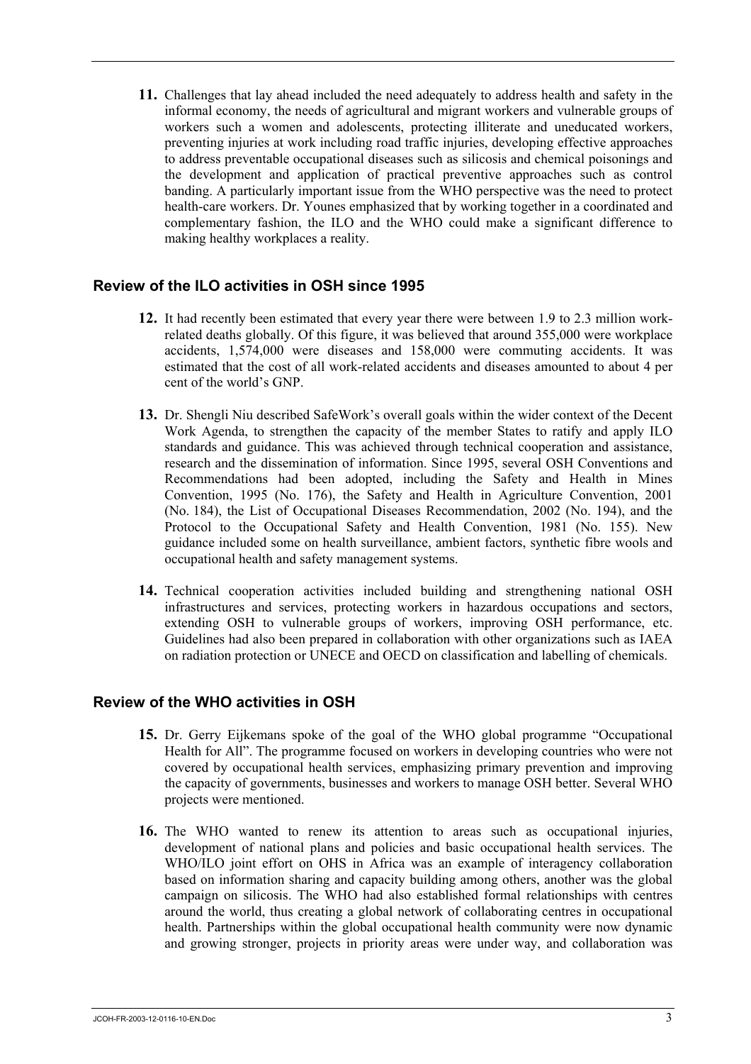**11.** Challenges that lay ahead included the need adequately to address health and safety in the informal economy, the needs of agricultural and migrant workers and vulnerable groups of workers such a women and adolescents, protecting illiterate and uneducated workers, preventing injuries at work including road traffic injuries, developing effective approaches to address preventable occupational diseases such as silicosis and chemical poisonings and the development and application of practical preventive approaches such as control banding. A particularly important issue from the WHO perspective was the need to protect health-care workers. Dr. Younes emphasized that by working together in a coordinated and complementary fashion, the ILO and the WHO could make a significant difference to making healthy workplaces a reality.

## Review of the ILO activities in OSH since 1995

**12.** It had recently been estimated that every year there were between 1.9 to 2.3 million work-related deaths globally. Of this figure, it was believed that around 355,000 were workplace accidents, 1,574,000 were diseases and 158,000 were commuting accidents. It was estimated that the cost of all work-related accidents and diseases amounted to about 4 per cent of the world's GNP.

**13.** Dr. Shengli Niu described SafeWork's overall goals within the wider context of the Decent Work Agenda, to strengthen the capacity of the member States to ratify and apply ILO standards and guidance. This was achieved through technical cooperation and assistance, research and the dissemination of information. Since 1995, several OSH Conventions and Recommendations had been adopted, including the Safety and Health in Mines Convention, 1995 (No. 176), the Safety and Health in Agriculture Convention, 2001 (No. 184), the List of Occupational Diseases Recommendation, 2002 (No. 194), and the Protocol to the Occupational Safety and Health Convention, 1981 (No. 155). New guidance included some on health surveillance, ambient factors, synthetic fibre wools and occupational health and safety management systems.

**14.** Technical cooperation activities included building and strengthening national OSH infrastructures and services, protecting workers in hazardous occupations and sectors, extending OSH to vulnerable groups of workers, improving OSH performance, etc. Guidelines had also been prepared in collaboration with other organizations such as IAEA on radiation protection or UNECE and OECD on classification and labelling of chemicals.

## Review of the WHO activities in OSH

**15.** Dr. Gerry Eijkemans spoke of the goal of the WHO global programme "Occupational Health for All". The programme focused on workers in developing countries who were not covered by occupational health services, emphasizing primary prevention and improving the capacity of governments, businesses and workers to manage OSH better. Several WHO projects were mentioned.

**16.** The WHO wanted to renew its attention to areas such as occupational injuries, development of national plans and policies and basic occupational health services. The WHO/ILO joint effort on OHS in Africa was an example of interagency collaboration based on information sharing and capacity building among others, another was the global campaign on silicosis. The WHO had also established formal relationships with centres around the world, thus creating a global network of collaborating centres in occupational health. Partnerships within the global occupational health community were now dynamic and growing stronger, projects in priority areas were under way, and collaboration was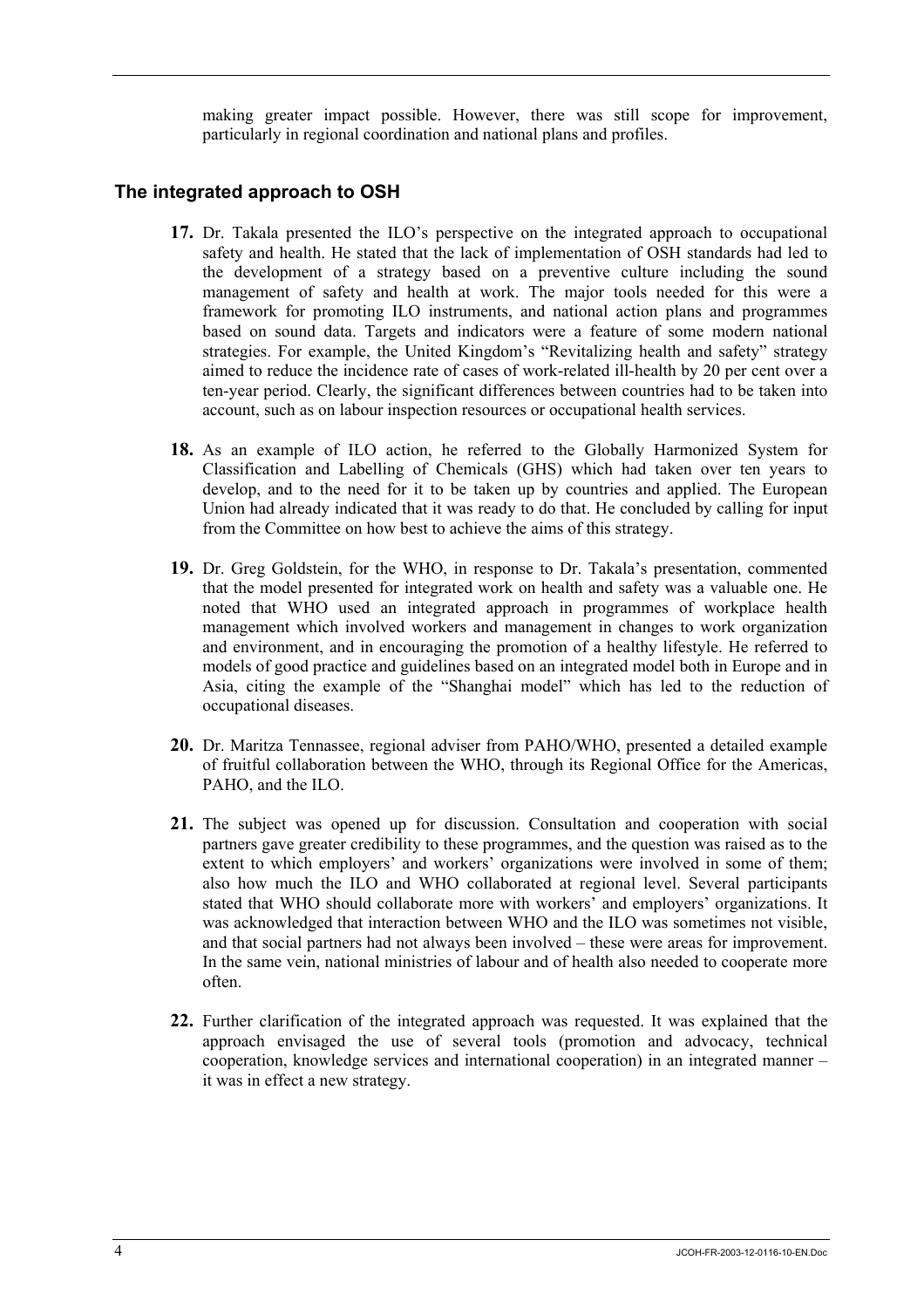making greater impact possible. However, there was still scope for improvement, particularly in regional coordination and national plans and profiles.

## The integrated approach to OSH

**17.** Dr. Takala presented the ILO's perspective on the integrated approach to occupational safety and health. He stated that the lack of implementation of OSH standards had led to the development of a strategy based on a preventive culture including the sound management of safety and health at work. The major tools needed for this were a framework for promoting ILO instruments, and national action plans and programmes based on sound data. Targets and indicators were a feature of some modern national strategies. For example, the United Kingdom's "Revitalizing health and safety" strategy aimed to reduce the incidence rate of cases of work-related ill-health by 20 per cent over a ten-year period. Clearly, the significant differences between countries had to be taken into account, such as on labour inspection resources or occupational health services.

**18.** As an example of ILO action, he referred to the Globally Harmonized System for Classification and Labelling of Chemicals (GHS) which had taken over ten years to develop, and to the need for it to be taken up by countries and applied. The European Union had already indicated that it was ready to do that. He concluded by calling for input from the Committee on how best to achieve the aims of this strategy.

**19.** Dr. Greg Goldstein, for the WHO, in response to Dr. Takala's presentation, commented that the model presented for integrated work on health and safety was a valuable one. He noted that WHO used an integrated approach in programmes of workplace health management which involved workers and management in changes to work organization and environment, and in encouraging the promotion of a healthy lifestyle. He referred to models of good practice and guidelines based on an integrated model both in Europe and in Asia, citing the example of the "Shanghai model" which has led to the reduction of occupational diseases.

**20.** Dr. Maritza Tennassee, regional adviser from PAHO/WHO, presented a detailed example of fruitful collaboration between the WHO, through its Regional Office for the Americas, PAHO, and the ILO.

**21.** The subject was opened up for discussion. Consultation and cooperation with social partners gave greater credibility to these programmes, and the question was raised as to the extent to which employers' and workers' organizations were involved in some of them; also how much the ILO and WHO collaborated at regional level. Several participants stated that WHO should collaborate more with workers' and employers' organizations. It was acknowledged that interaction between WHO and the ILO was sometimes not visible, and that social partners had not always been involved – these were areas for improvement. In the same vein, national ministries of labour and of health also needed to cooperate more often.

**22.** Further clarification of the integrated approach was requested. It was explained that the approach envisaged the use of several tools (promotion and advocacy, technical cooperation, knowledge services and international cooperation) in an integrated manner – it was in effect a new strategy.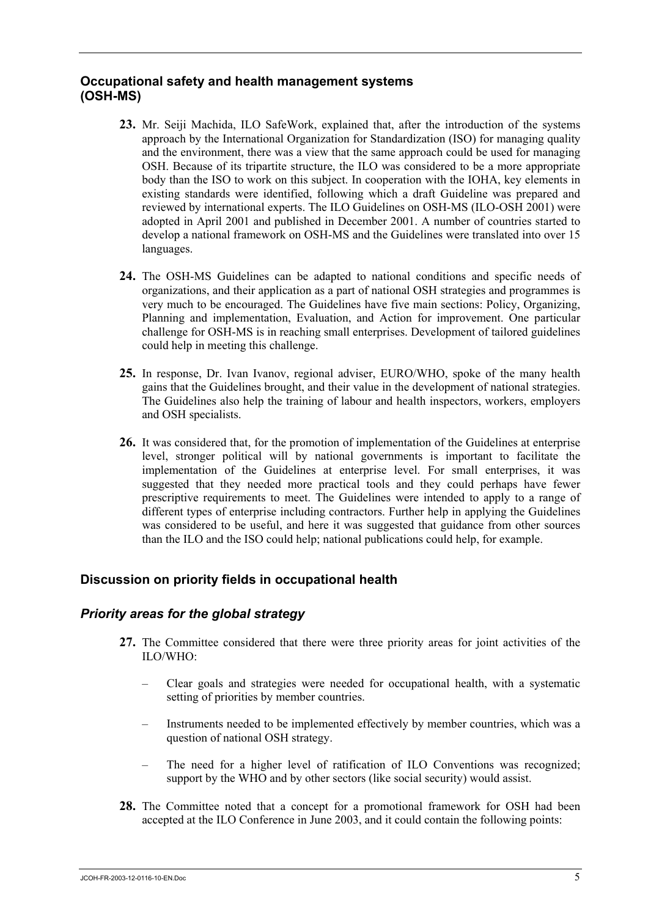## Occupational safety and health management systems (OSH-MS)

**23.** Mr. Seiji Machida, ILO SafeWork, explained that, after the introduction of the systems approach by the International Organization for Standardization (ISO) for managing quality and the environment, there was a view that the same approach could be used for managing OSH. Because of its tripartite structure, the ILO was considered to be a more appropriate body than the ISO to work on this subject. In cooperation with the IOHA, key elements in existing standards were identified, following which a draft Guideline was prepared and reviewed by international experts. The ILO Guidelines on OSH-MS (ILO-OSH 2001) were adopted in April 2001 and published in December 2001. A number of countries started to develop a national framework on OSH-MS and the Guidelines were translated into over 15 languages.

**24.** The OSH-MS Guidelines can be adapted to national conditions and specific needs of organizations, and their application as a part of national OSH strategies and programmes is very much to be encouraged. The Guidelines have five main sections: Policy, Organizing, Planning and implementation, Evaluation, and Action for improvement. One particular challenge for OSH-MS is in reaching small enterprises. Development of tailored guidelines could help in meeting this challenge.

**25.** In response, Dr. Ivan Ivanov, regional adviser, EURO/WHO, spoke of the many health gains that the Guidelines brought, and their value in the development of national strategies. The Guidelines also help the training of labour and health inspectors, workers, employers and OSH specialists.

**26.** It was considered that, for the promotion of implementation of the Guidelines at enterprise level, stronger political will by national governments is important to facilitate the implementation of the Guidelines at enterprise level. For small enterprises, it was suggested that they needed more practical tools and they could perhaps have fewer prescriptive requirements to meet. The Guidelines were intended to apply to a range of different types of enterprise including contractors. Further help in applying the Guidelines was considered to be useful, and here it was suggested that guidance from other sources than the ILO and the ISO could help; national publications could help, for example.

## Discussion on priority fields in occupational health

### *Priority areas for the global strategy*

**27.** The Committee considered that there were three priority areas for joint activities of the ILO/WHO:

- Clear goals and strategies were needed for occupational health, with a systematic setting of priorities by member countries.
- Instruments needed to be implemented effectively by member countries, which was a question of national OSH strategy.
- The need for a higher level of ratification of ILO Conventions was recognized; support by the WHO and by other sectors (like social security) would assist.

**28.** The Committee noted that a concept for a promotional framework for OSH had been accepted at the ILO Conference in June 2003, and it could contain the following points: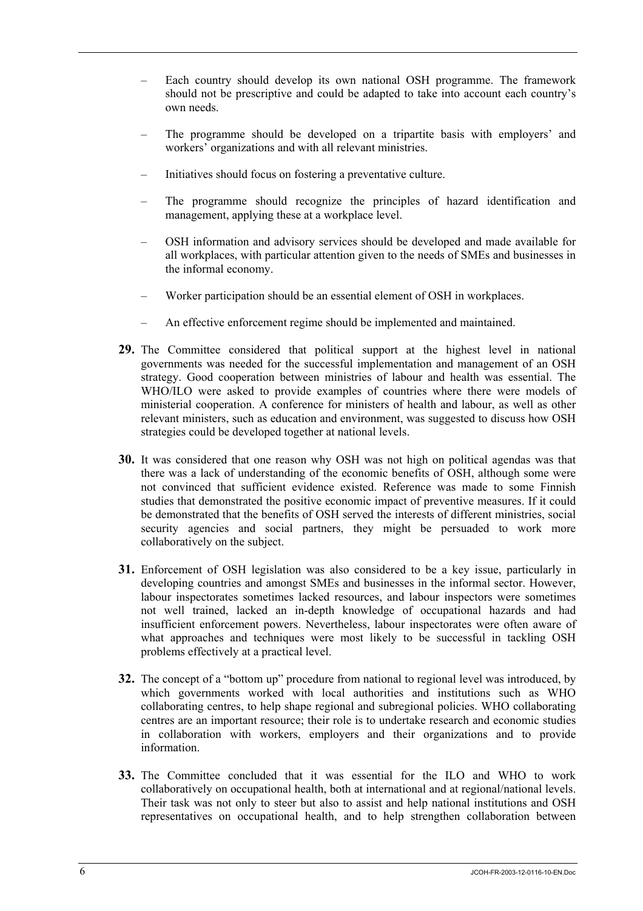- Each country should develop its own national OSH programme. The framework should not be prescriptive and could be adapted to take into account each country's own needs.
- The programme should be developed on a tripartite basis with employers' and workers' organizations and with all relevant ministries.
- Initiatives should focus on fostering a preventative culture.
- The programme should recognize the principles of hazard identification and management, applying these at a workplace level.
- OSH information and advisory services should be developed and made available for all workplaces, with particular attention given to the needs of SMEs and businesses in the informal economy.
- Worker participation should be an essential element of OSH in workplaces.
- An effective enforcement regime should be implemented and maintained.

**29.** The Committee considered that political support at the highest level in national governments was needed for the successful implementation and management of an OSH strategy. Good cooperation between ministries of labour and health was essential. The WHO/ILO were asked to provide examples of countries where there were models of ministerial cooperation. A conference for ministers of health and labour, as well as other relevant ministers, such as education and environment, was suggested to discuss how OSH strategies could be developed together at national levels.

**30.** It was considered that one reason why OSH was not high on political agendas was that there was a lack of understanding of the economic benefits of OSH, although some were not convinced that sufficient evidence existed. Reference was made to some Finnish studies that demonstrated the positive economic impact of preventive measures. If it could be demonstrated that the benefits of OSH served the interests of different ministries, social security agencies and social partners, they might be persuaded to work more collaboratively on the subject.

**31.** Enforcement of OSH legislation was also considered to be a key issue, particularly in developing countries and amongst SMEs and businesses in the informal sector. However, labour inspectorates sometimes lacked resources, and labour inspectors were sometimes not well trained, lacked an in-depth knowledge of occupational hazards and had insufficient enforcement powers. Nevertheless, labour inspectorates were often aware of what approaches and techniques were most likely to be successful in tackling OSH problems effectively at a practical level.

**32.** The concept of a "bottom up" procedure from national to regional level was introduced, by which governments worked with local authorities and institutions such as WHO collaborating centres, to help shape regional and subregional policies. WHO collaborating centres are an important resource; their role is to undertake research and economic studies in collaboration with workers, employers and their organizations and to provide information.

**33.** The Committee concluded that it was essential for the ILO and WHO to work collaboratively on occupational health, both at international and at regional/national levels. Their task was not only to steer but also to assist and help national institutions and OSH representatives on occupational health, and to help strengthen collaboration between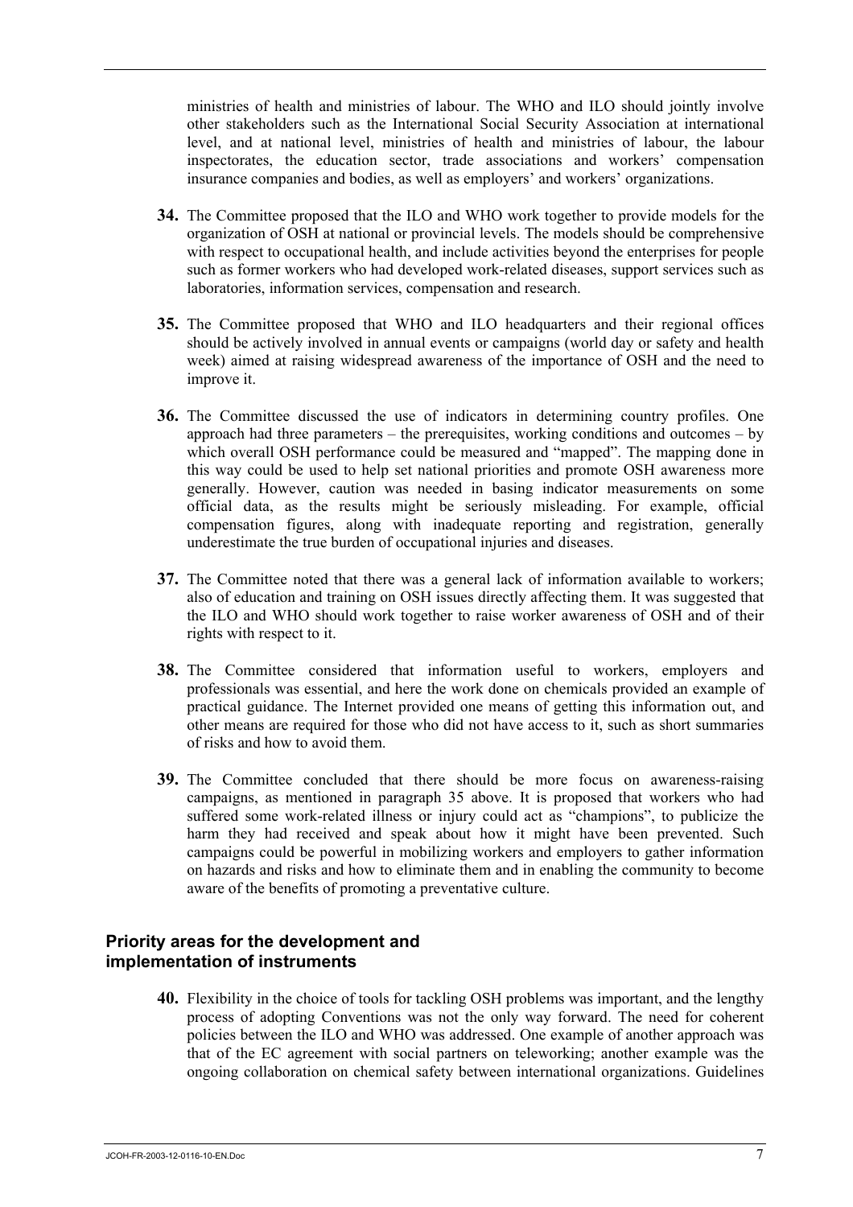ministries of health and ministries of labour. The WHO and ILO should jointly involve other stakeholders such as the International Social Security Association at international level, and at national level, ministries of health and ministries of labour, the labour inspectorates, the education sector, trade associations and workers' compensation insurance companies and bodies, as well as employers' and workers' organizations.

**34.** The Committee proposed that the ILO and WHO work together to provide models for the organization of OSH at national or provincial levels. The models should be comprehensive with respect to occupational health, and include activities beyond the enterprises for people such as former workers who had developed work-related diseases, support services such as laboratories, information services, compensation and research.

**35.** The Committee proposed that WHO and ILO headquarters and their regional offices should be actively involved in annual events or campaigns (world day or safety and health week) aimed at raising widespread awareness of the importance of OSH and the need to improve it.

**36.** The Committee discussed the use of indicators in determining country profiles. One approach had three parameters – the prerequisites, working conditions and outcomes – by which overall OSH performance could be measured and "mapped". The mapping done in this way could be used to help set national priorities and promote OSH awareness more generally. However, caution was needed in basing indicator measurements on some official data, as the results might be seriously misleading. For example, official compensation figures, along with inadequate reporting and registration, generally underestimate the true burden of occupational injuries and diseases.

**37.** The Committee noted that there was a general lack of information available to workers; also of education and training on OSH issues directly affecting them. It was suggested that the ILO and WHO should work together to raise worker awareness of OSH and of their rights with respect to it.

**38.** The Committee considered that information useful to workers, employers and professionals was essential, and here the work done on chemicals provided an example of practical guidance. The Internet provided one means of getting this information out, and other means are required for those who did not have access to it, such as short summaries of risks and how to avoid them.

**39.** The Committee concluded that there should be more focus on awareness-raising campaigns, as mentioned in paragraph 35 above. It is proposed that workers who had suffered some work-related illness or injury could act as "champions", to publicize the harm they had received and speak about how it might have been prevented. Such campaigns could be powerful in mobilizing workers and employers to gather information on hazards and risks and how to eliminate them and in enabling the community to become aware of the benefits of promoting a preventative culture.

## Priority areas for the development and implementation of instruments

**40.** Flexibility in the choice of tools for tackling OSH problems was important, and the lengthy process of adopting Conventions was not the only way forward. The need for coherent policies between the ILO and WHO was addressed. One example of another approach was that of the EC agreement with social partners on teleworking; another example was the ongoing collaboration on chemical safety between international organizations. Guidelines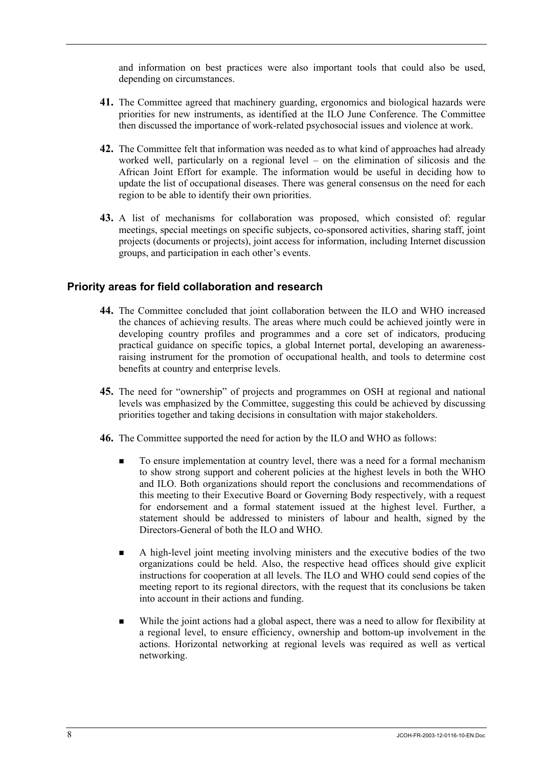and information on best practices were also important tools that could also be used, depending on circumstances.

**41.** The Committee agreed that machinery guarding, ergonomics and biological hazards were priorities for new instruments, as identified at the ILO June Conference. The Committee then discussed the importance of work-related psychosocial issues and violence at work.

**42.** The Committee felt that information was needed as to what kind of approaches had already worked well, particularly on a regional level – on the elimination of silicosis and the African Joint Effort for example. The information would be useful in deciding how to update the list of occupational diseases. There was general consensus on the need for each region to be able to identify their own priorities.

**43.** A list of mechanisms for collaboration was proposed, which consisted of: regular meetings, special meetings on specific subjects, co-sponsored activities, sharing staff, joint projects (documents or projects), joint access for information, including Internet discussion groups, and participation in each other's events.

## Priority areas for field collaboration and research

**44.** The Committee concluded that joint collaboration between the ILO and WHO increased the chances of achieving results. The areas where much could be achieved jointly were in developing country profiles and programmes and a core set of indicators, producing practical guidance on specific topics, a global Internet portal, developing an awareness-raising instrument for the promotion of occupational health, and tools to determine cost benefits at country and enterprise levels.

**45.** The need for "ownership" of projects and programmes on OSH at regional and national levels was emphasized by the Committee, suggesting this could be achieved by discussing priorities together and taking decisions in consultation with major stakeholders.

**46.** The Committee supported the need for action by the ILO and WHO as follows:

- To ensure implementation at country level, there was a need for a formal mechanism to show strong support and coherent policies at the highest levels in both the WHO and ILO. Both organizations should report the conclusions and recommendations of this meeting to their Executive Board or Governing Body respectively, with a request for endorsement and a formal statement issued at the highest level. Further, a statement should be addressed to ministers of labour and health, signed by the Directors-General of both the ILO and WHO.

- A high-level joint meeting involving ministers and the executive bodies of the two organizations could be held. Also, the respective head offices should give explicit instructions for cooperation at all levels. The ILO and WHO could send copies of the meeting report to its regional directors, with the request that its conclusions be taken into account in their actions and funding.

- While the joint actions had a global aspect, there was a need to allow for flexibility at a regional level, to ensure efficiency, ownership and bottom-up involvement in the actions. Horizontal networking at regional levels was required as well as vertical networking.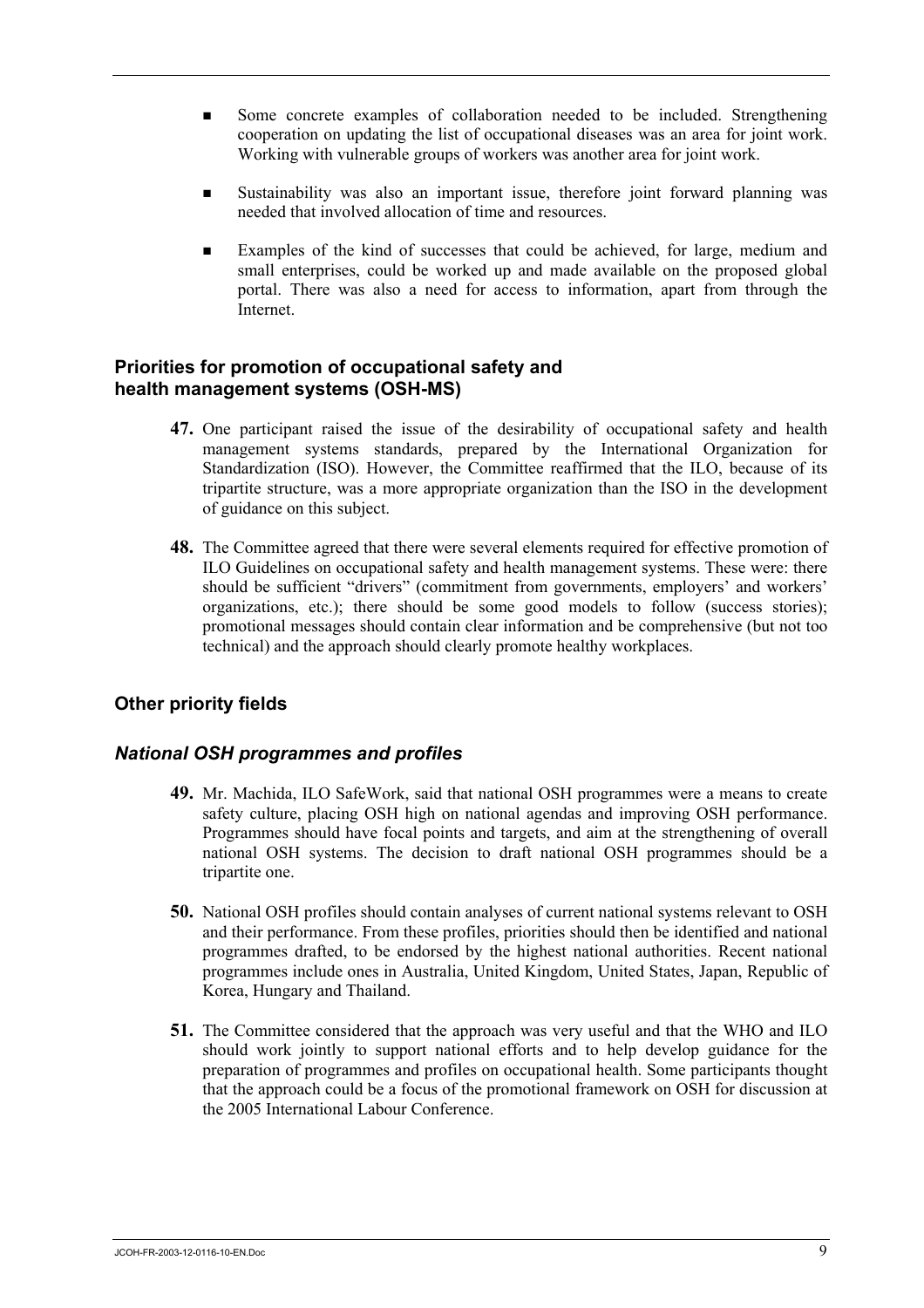- Some concrete examples of collaboration needed to be included. Strengthening cooperation on updating the list of occupational diseases was an area for joint work. Working with vulnerable groups of workers was another area for joint work.

- Sustainability was also an important issue, therefore joint forward planning was needed that involved allocation of time and resources.

- Examples of the kind of successes that could be achieved, for large, medium and small enterprises, could be worked up and made available on the proposed global portal. There was also a need for access to information, apart from through the Internet.

## Priorities for promotion of occupational safety and health management systems (OSH-MS)

**47.** One participant raised the issue of the desirability of occupational safety and health management systems standards, prepared by the International Organization for Standardization (ISO). However, the Committee reaffirmed that the ILO, because of its tripartite structure, was a more appropriate organization than the ISO in the development of guidance on this subject.

**48.** The Committee agreed that there were several elements required for effective promotion of ILO Guidelines on occupational safety and health management systems. These were: there should be sufficient "drivers" (commitment from governments, employers' and workers' organizations, etc.); there should be some good models to follow (success stories); promotional messages should contain clear information and be comprehensive (but not too technical) and the approach should clearly promote healthy workplaces.

## Other priority fields

### *National OSH programmes and profiles*

**49.** Mr. Machida, ILO SafeWork, said that national OSH programmes were a means to create safety culture, placing OSH high on national agendas and improving OSH performance. Programmes should have focal points and targets, and aim at the strengthening of overall national OSH systems. The decision to draft national OSH programmes should be a tripartite one.

**50.** National OSH profiles should contain analyses of current national systems relevant to OSH and their performance. From these profiles, priorities should then be identified and national programmes drafted, to be endorsed by the highest national authorities. Recent national programmes include ones in Australia, United Kingdom, United States, Japan, Republic of Korea, Hungary and Thailand.

**51.** The Committee considered that the approach was very useful and that the WHO and ILO should work jointly to support national efforts and to help develop guidance for the preparation of programmes and profiles on occupational health. Some participants thought that the approach could be a focus of the promotional framework on OSH for discussion at the 2005 International Labour Conference.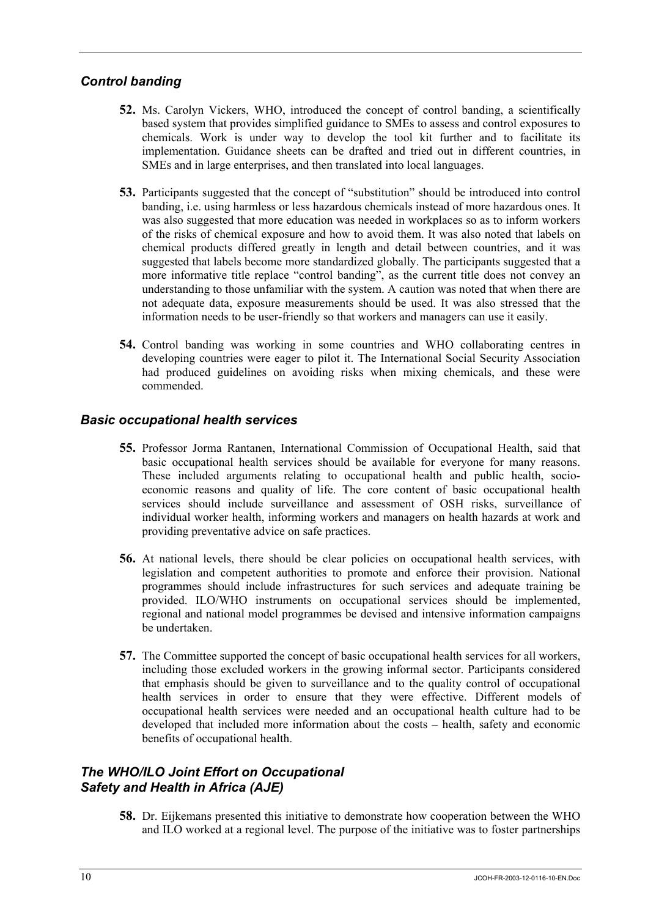## *Control banding*

**52.** Ms. Carolyn Vickers, WHO, introduced the concept of control banding, a scientifically based system that provides simplified guidance to SMEs to assess and control exposures to chemicals. Work is under way to develop the tool kit further and to facilitate its implementation. Guidance sheets can be drafted and tried out in different countries, in SMEs and in large enterprises, and then translated into local languages.

**53.** Participants suggested that the concept of "substitution" should be introduced into control banding, i.e. using harmless or less hazardous chemicals instead of more hazardous ones. It was also suggested that more education was needed in workplaces so as to inform workers of the risks of chemical exposure and how to avoid them. It was also noted that labels on chemical products differed greatly in length and detail between countries, and it was suggested that labels become more standardized globally. The participants suggested that a more informative title replace "control banding", as the current title does not convey an understanding to those unfamiliar with the system. A caution was noted that when there are not adequate data, exposure measurements should be used. It was also stressed that the information needs to be user-friendly so that workers and managers can use it easily.

**54.** Control banding was working in some countries and WHO collaborating centres in developing countries were eager to pilot it. The International Social Security Association had produced guidelines on avoiding risks when mixing chemicals, and these were commended.

## *Basic occupational health services*

**55.** Professor Jorma Rantanen, International Commission of Occupational Health, said that basic occupational health services should be available for everyone for many reasons. These included arguments relating to occupational health and public health, socio-economic reasons and quality of life. The core content of basic occupational health services should include surveillance and assessment of OSH risks, surveillance of individual worker health, informing workers and managers on health hazards at work and providing preventative advice on safe practices.

**56.** At national levels, there should be clear policies on occupational health services, with legislation and competent authorities to promote and enforce their provision. National programmes should include infrastructures for such services and adequate training be provided. ILO/WHO instruments on occupational services should be implemented, regional and national model programmes be devised and intensive information campaigns be undertaken.

**57.** The Committee supported the concept of basic occupational health services for all workers, including those excluded workers in the growing informal sector. Participants considered that emphasis should be given to surveillance and to the quality control of occupational health services in order to ensure that they were effective. Different models of occupational health services were needed and an occupational health culture had to be developed that included more information about the costs – health, safety and economic benefits of occupational health.

## *The WHO/ILO Joint Effort on Occupational Safety and Health in Africa (AJE)*

**58.** Dr. Eijkemans presented this initiative to demonstrate how cooperation between the WHO and ILO worked at a regional level. The purpose of the initiative was to foster partnerships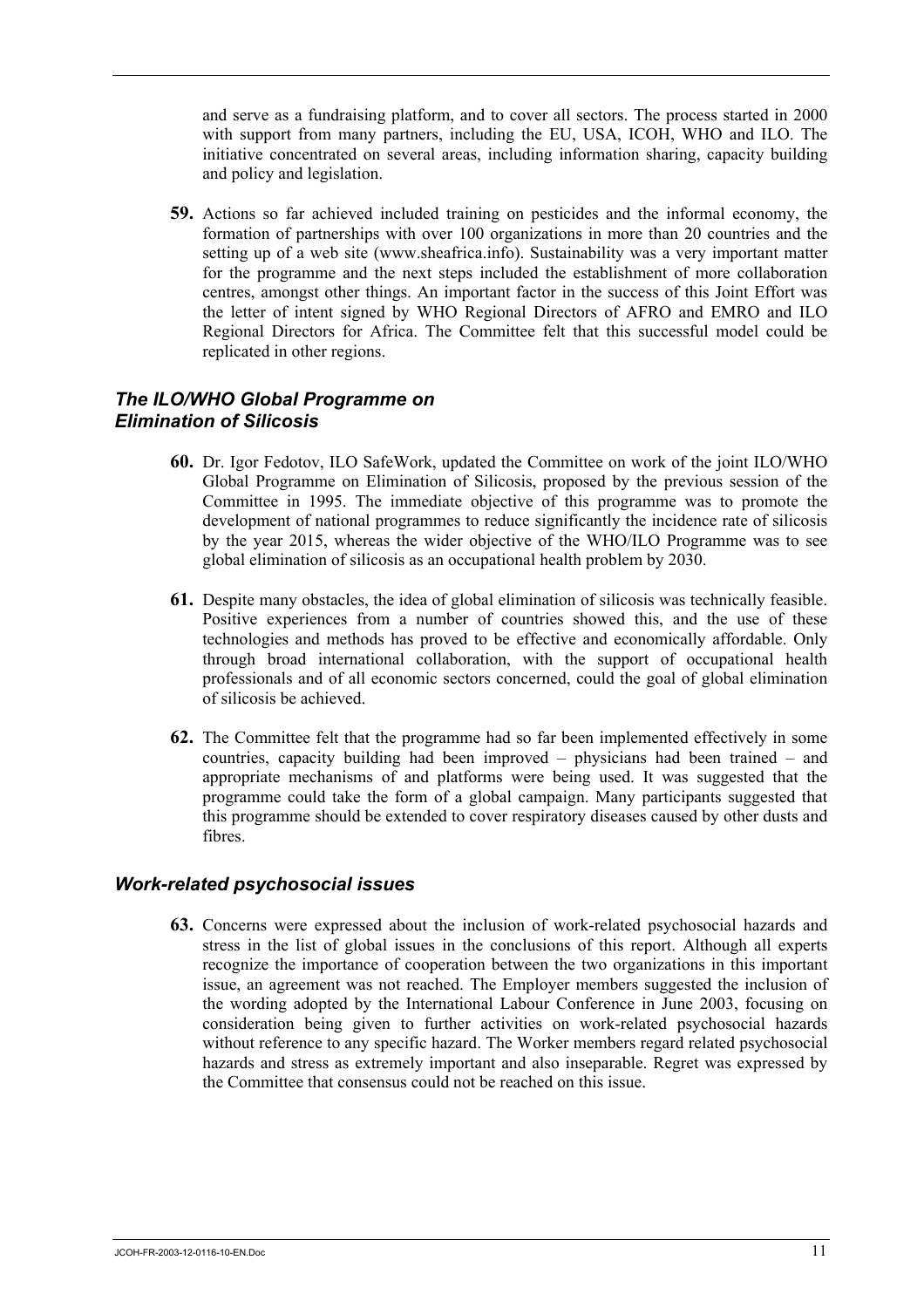and serve as a fundraising platform, and to cover all sectors. The process started in 2000 with support from many partners, including the EU, USA, ICOH, WHO and ILO. The initiative concentrated on several areas, including information sharing, capacity building and policy and legislation.

**59.** Actions so far achieved included training on pesticides and the informal economy, the formation of partnerships with over 100 organizations in more than 20 countries and the setting up of a web site (www.sheafrica.info). Sustainability was a very important matter for the programme and the next steps included the establishment of more collaboration centres, amongst other things. An important factor in the success of this Joint Effort was the letter of intent signed by WHO Regional Directors of AFRO and EMRO and ILO Regional Directors for Africa. The Committee felt that this successful model could be replicated in other regions.

### *The ILO/WHO Global Programme on Elimination of Silicosis*

**60.** Dr. Igor Fedotov, ILO SafeWork, updated the Committee on work of the joint ILO/WHO Global Programme on Elimination of Silicosis, proposed by the previous session of the Committee in 1995. The immediate objective of this programme was to promote the development of national programmes to reduce significantly the incidence rate of silicosis by the year 2015, whereas the wider objective of the WHO/ILO Programme was to see global elimination of silicosis as an occupational health problem by 2030.

**61.** Despite many obstacles, the idea of global elimination of silicosis was technically feasible. Positive experiences from a number of countries showed this, and the use of these technologies and methods has proved to be effective and economically affordable. Only through broad international collaboration, with the support of occupational health professionals and of all economic sectors concerned, could the goal of global elimination of silicosis be achieved.

**62.** The Committee felt that the programme had so far been implemented effectively in some countries, capacity building had been improved – physicians had been trained – and appropriate mechanisms of and platforms were being used. It was suggested that the programme could take the form of a global campaign. Many participants suggested that this programme should be extended to cover respiratory diseases caused by other dusts and fibres.

### *Work-related psychosocial issues*

**63.** Concerns were expressed about the inclusion of work-related psychosocial hazards and stress in the list of global issues in the conclusions of this report. Although all experts recognize the importance of cooperation between the two organizations in this important issue, an agreement was not reached. The Employer members suggested the inclusion of the wording adopted by the International Labour Conference in June 2003, focusing on consideration being given to further activities on work-related psychosocial hazards without reference to any specific hazard. The Worker members regard related psychosocial hazards and stress as extremely important and also inseparable. Regret was expressed by the Committee that consensus could not be reached on this issue.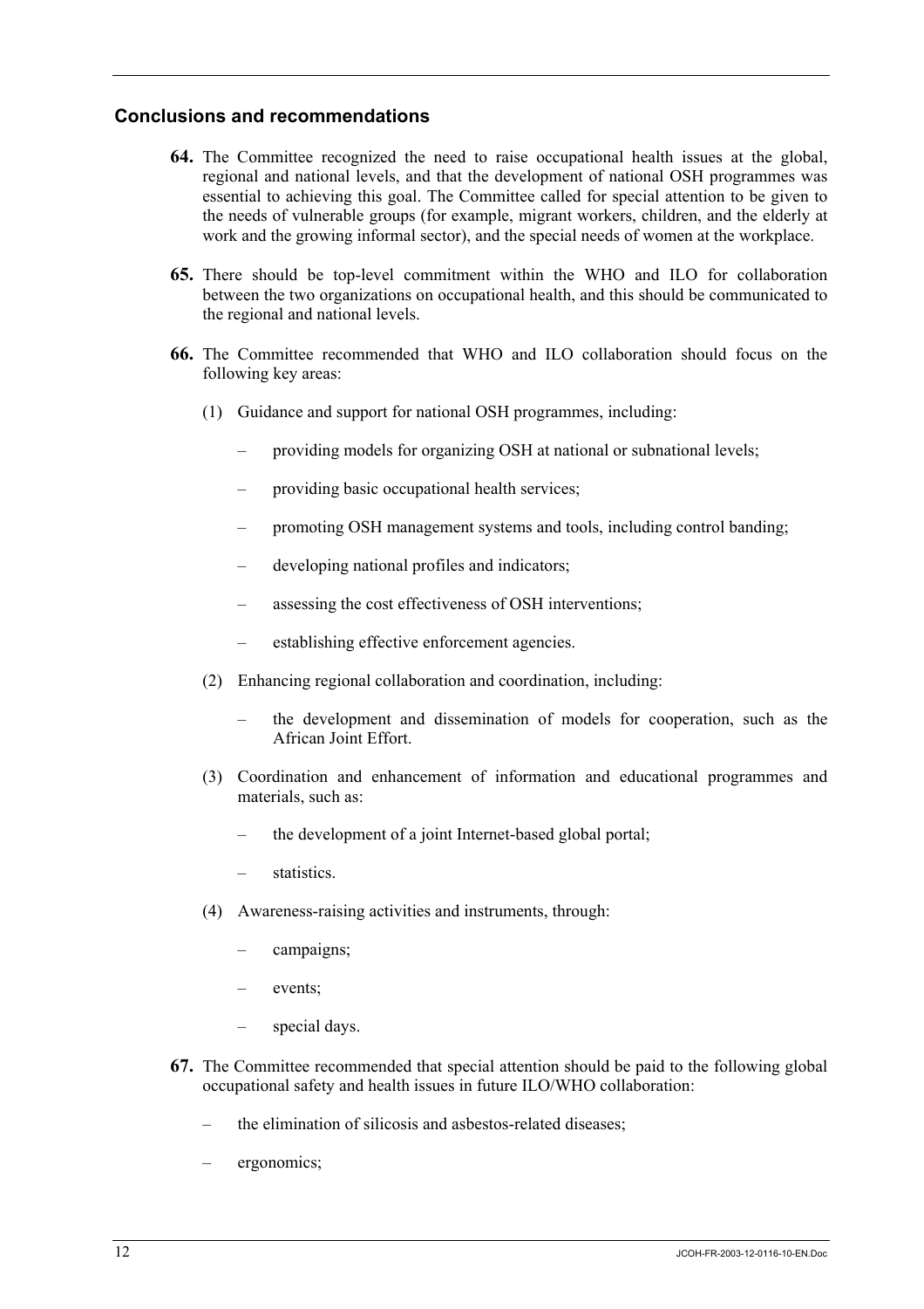## Conclusions and recommendations

**64.** The Committee recognized the need to raise occupational health issues at the global, regional and national levels, and that the development of national OSH programmes was essential to achieving this goal. The Committee called for special attention to be given to the needs of vulnerable groups (for example, migrant workers, children, and the elderly at work and the growing informal sector), and the special needs of women at the workplace.

**65.** There should be top-level commitment within the WHO and ILO for collaboration between the two organizations on occupational health, and this should be communicated to the regional and national levels.

**66.** The Committee recommended that WHO and ILO collaboration should focus on the following key areas:

(1) Guidance and support for national OSH programmes, including:

- providing models for organizing OSH at national or subnational levels;
- providing basic occupational health services;
- promoting OSH management systems and tools, including control banding;
- developing national profiles and indicators;
- assessing the cost effectiveness of OSH interventions;
- establishing effective enforcement agencies.

(2) Enhancing regional collaboration and coordination, including:

- the development and dissemination of models for cooperation, such as the African Joint Effort.

(3) Coordination and enhancement of information and educational programmes and materials, such as:

- the development of a joint Internet-based global portal;
- statistics.

(4) Awareness-raising activities and instruments, through:

- campaigns;
- events;
- special days.

**67.** The Committee recommended that special attention should be paid to the following global occupational safety and health issues in future ILO/WHO collaboration:

- the elimination of silicosis and asbestos-related diseases;
- ergonomics;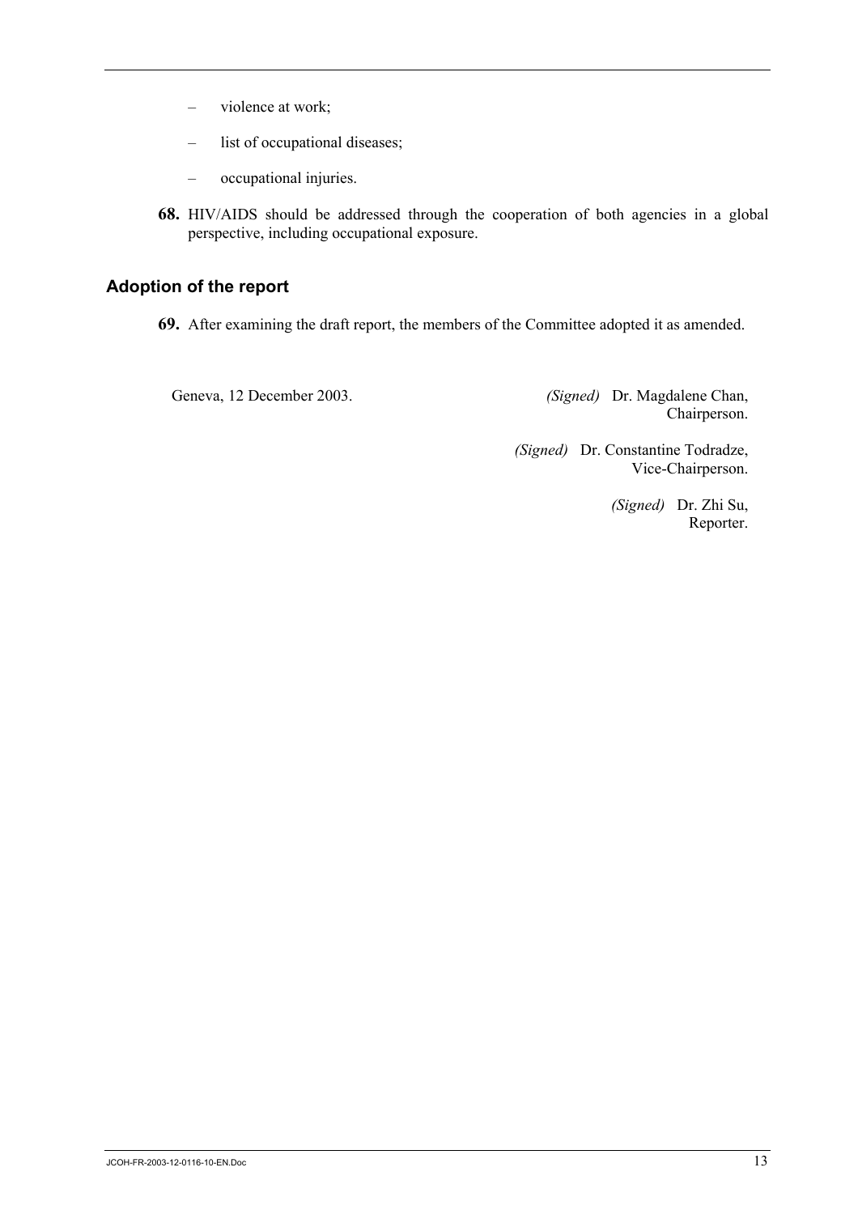– violence at work;

– list of occupational diseases;

– occupational injuries.

**68.** HIV/AIDS should be addressed through the cooperation of both agencies in a global perspective, including occupational exposure.

## Adoption of the report

**69.** After examining the draft report, the members of the Committee adopted it as amended.

Geneva, 12 December 2003.

*(Signed)* Dr. Magdalene Chan,
Chairperson.

*(Signed)* Dr. Constantine Todradze,
Vice-Chairperson.

*(Signed)* Dr. Zhi Su,
Reporter.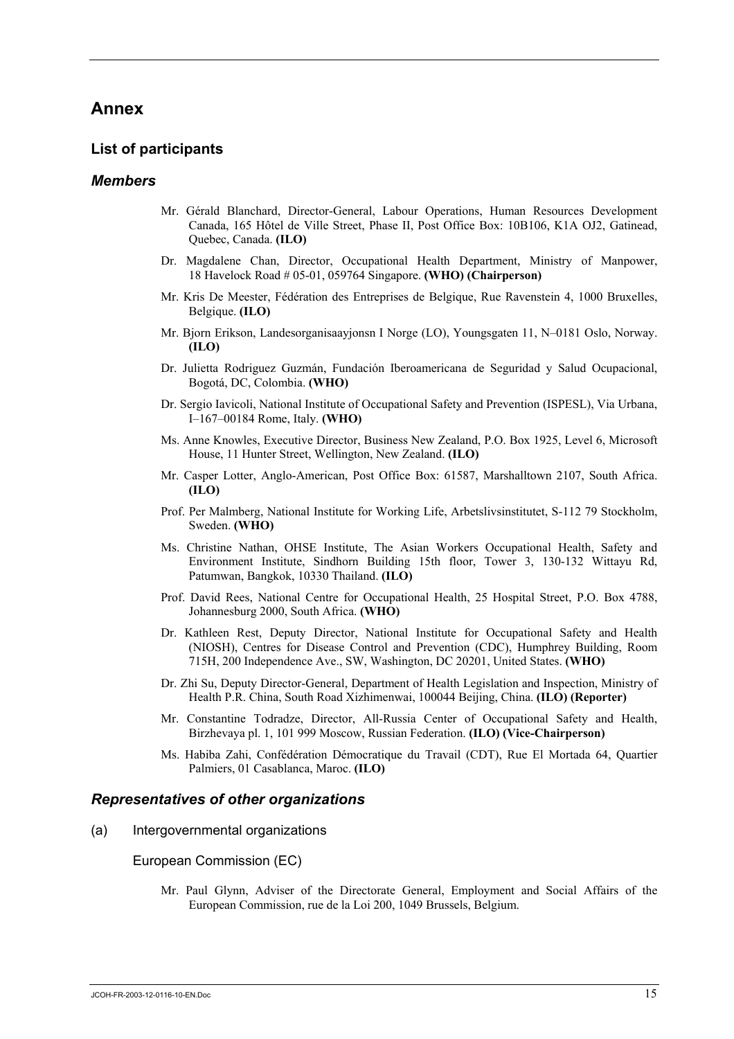# Annex

## List of participants

### *Members*

Mr. Gérald Blanchard, Director-General, Labour Operations, Human Resources Development Canada, 165 Hôtel de Ville Street, Phase II, Post Office Box: 10B106, K1A OJ2, Gatinead, Quebec, Canada. **(ILO)**

Dr. Magdalene Chan, Director, Occupational Health Department, Ministry of Manpower, 18 Havelock Road # 05-01, 059764 Singapore. **(WHO) (Chairperson)**

Mr. Kris De Meester, Fédération des Entreprises de Belgique, Rue Ravenstein 4, 1000 Bruxelles, Belgique. **(ILO)**

Mr. Bjorn Erikson, Landesorganisaayjonsn I Norge (LO), Youngsgaten 11, N–0181 Oslo, Norway. **(ILO)**

Dr. Julietta Rodriguez Guzmán, Fundación Iberoamericana de Seguridad y Salud Ocupacional, Bogotá, DC, Colombia. **(WHO)**

Dr. Sergio Iavicoli, National Institute of Occupational Safety and Prevention (ISPESL), Via Urbana, I–167–00184 Rome, Italy. **(WHO)**

Ms. Anne Knowles, Executive Director, Business New Zealand, P.O. Box 1925, Level 6, Microsoft House, 11 Hunter Street, Wellington, New Zealand. **(ILO)**

Mr. Casper Lotter, Anglo-American, Post Office Box: 61587, Marshalltown 2107, South Africa. **(ILO)**

Prof. Per Malmberg, National Institute for Working Life, Arbetslivsinstitutet, S-112 79 Stockholm, Sweden. **(WHO)**

Ms. Christine Nathan, OHSE Institute, The Asian Workers Occupational Health, Safety and Environment Institute, Sindhorn Building 15th floor, Tower 3, 130-132 Wittayu Rd, Patumwan, Bangkok, 10330 Thailand. **(ILO)**

Prof. David Rees, National Centre for Occupational Health, 25 Hospital Street, P.O. Box 4788, Johannesburg 2000, South Africa. **(WHO)**

Dr. Kathleen Rest, Deputy Director, National Institute for Occupational Safety and Health (NIOSH), Centres for Disease Control and Prevention (CDC), Humphrey Building, Room 715H, 200 Independence Ave., SW, Washington, DC 20201, United States. **(WHO)**

Dr. Zhi Su, Deputy Director-General, Department of Health Legislation and Inspection, Ministry of Health P.R. China, South Road Xizhimenwai, 100044 Beijing, China. **(ILO) (Reporter)**

Mr. Constantine Todradze, Director, All-Russia Center of Occupational Safety and Health, Birzhevaya pl. 1, 101 999 Moscow, Russian Federation. **(ILO) (Vice-Chairperson)**

Ms. Habiba Zahi, Confédération Démocratique du Travail (CDT), Rue El Mortada 64, Quartier Palmiers, 01 Casablanca, Maroc. **(ILO)**

### *Representatives of other organizations*

(a) Intergovernmental organizations

European Commission (EC)

Mr. Paul Glynn, Adviser of the Directorate General, Employment and Social Affairs of the European Commission, rue de la Loi 200, 1049 Brussels, Belgium.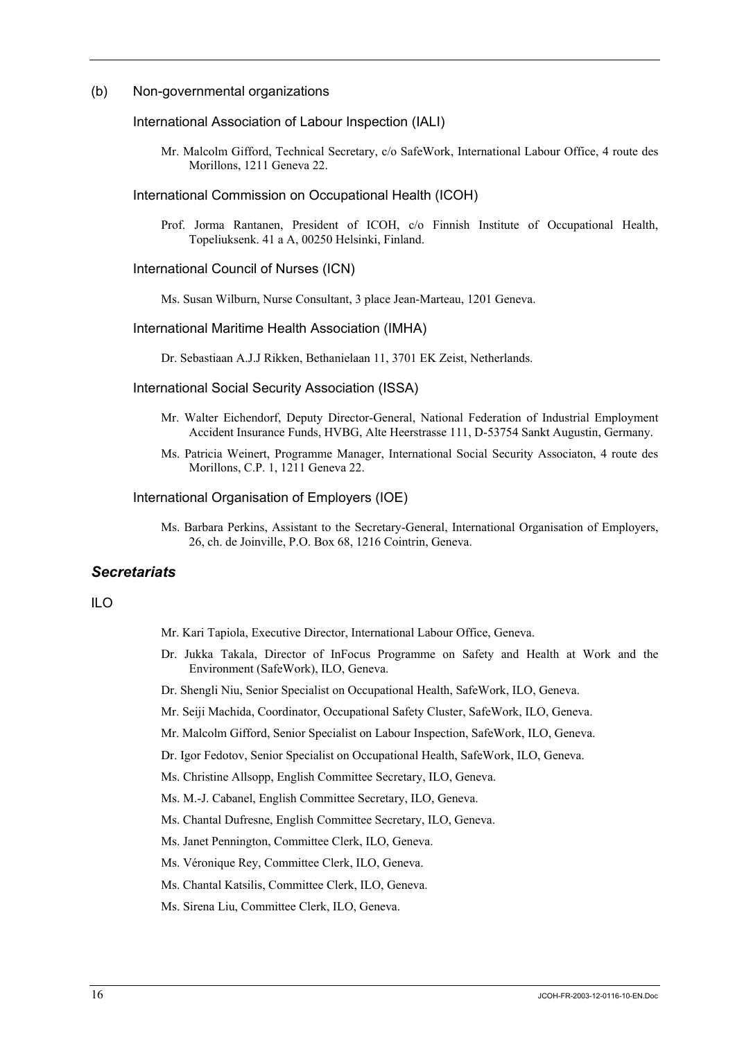(b) Non-governmental organizations

International Association of Labour Inspection (IALI)

Mr. Malcolm Gifford, Technical Secretary, c/o SafeWork, International Labour Office, 4 route des Morillons, 1211 Geneva 22.

International Commission on Occupational Health (ICOH)

Prof. Jorma Rantanen, President of ICOH, c/o Finnish Institute of Occupational Health, Topeliuksenk. 41 a A, 00250 Helsinki, Finland.

International Council of Nurses (ICN)

Ms. Susan Wilburn, Nurse Consultant, 3 place Jean-Marteau, 1201 Geneva.

International Maritime Health Association (IMHA)

Dr. Sebastiaan A.J.J Rikken, Bethanielaan 11, 3701 EK Zeist, Netherlands.

International Social Security Association (ISSA)

Mr. Walter Eichendorf, Deputy Director-General, National Federation of Industrial Employment Accident Insurance Funds, HVBG, Alte Heerstrasse 111, D-53754 Sankt Augustin, Germany.

Ms. Patricia Weinert, Programme Manager, International Social Security Associaton, 4 route des Morillons, C.P. 1, 1211 Geneva 22.

International Organisation of Employers (IOE)

Ms. Barbara Perkins, Assistant to the Secretary-General, International Organisation of Employers, 26, ch. de Joinville, P.O. Box 68, 1216 Cointrin, Geneva.

## *Secretariats*

ILO

Mr. Kari Tapiola, Executive Director, International Labour Office, Geneva.

Dr. Jukka Takala, Director of InFocus Programme on Safety and Health at Work and the Environment (SafeWork), ILO, Geneva.

Dr. Shengli Niu, Senior Specialist on Occupational Health, SafeWork, ILO, Geneva.

Mr. Seiji Machida, Coordinator, Occupational Safety Cluster, SafeWork, ILO, Geneva.

Mr. Malcolm Gifford, Senior Specialist on Labour Inspection, SafeWork, ILO, Geneva.

Dr. Igor Fedotov, Senior Specialist on Occupational Health, SafeWork, ILO, Geneva.

Ms. Christine Allsopp, English Committee Secretary, ILO, Geneva.

Ms. M.-J. Cabanel, English Committee Secretary, ILO, Geneva.

Ms. Chantal Dufresne, English Committee Secretary, ILO, Geneva.

Ms. Janet Pennington, Committee Clerk, ILO, Geneva.

Ms. Véronique Rey, Committee Clerk, ILO, Geneva.

Ms. Chantal Katsilis, Committee Clerk, ILO, Geneva.

Ms. Sirena Liu, Committee Clerk, ILO, Geneva.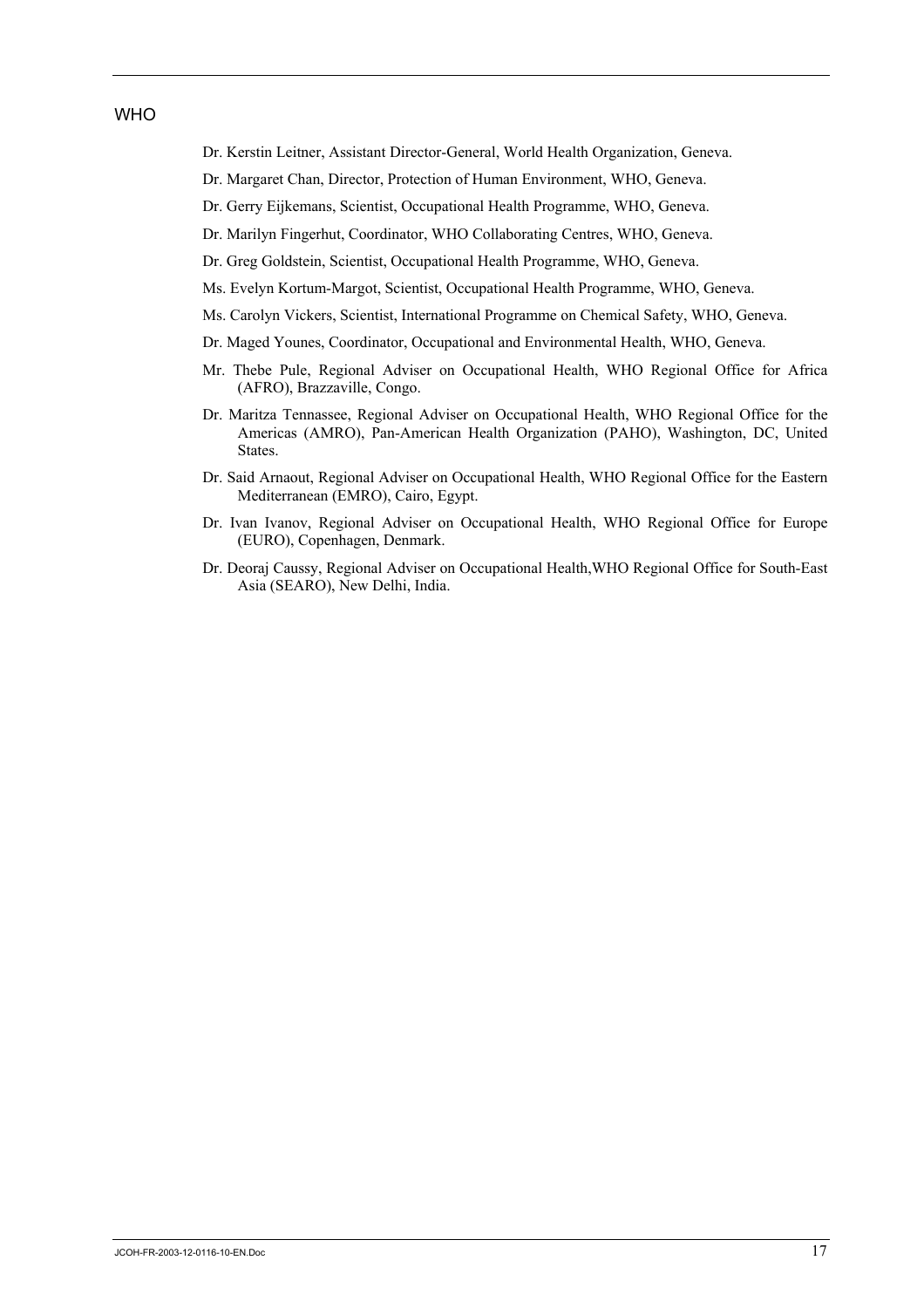WHO

Dr. Kerstin Leitner, Assistant Director-General, World Health Organization, Geneva.

Dr. Margaret Chan, Director, Protection of Human Environment, WHO, Geneva.

Dr. Gerry Eijkemans, Scientist, Occupational Health Programme, WHO, Geneva.

Dr. Marilyn Fingerhut, Coordinator, WHO Collaborating Centres, WHO, Geneva.

Dr. Greg Goldstein, Scientist, Occupational Health Programme, WHO, Geneva.

Ms. Evelyn Kortum-Margot, Scientist, Occupational Health Programme, WHO, Geneva.

Ms. Carolyn Vickers, Scientist, International Programme on Chemical Safety, WHO, Geneva.

Dr. Maged Younes, Coordinator, Occupational and Environmental Health, WHO, Geneva.

Mr. Thebe Pule, Regional Adviser on Occupational Health, WHO Regional Office for Africa (AFRO), Brazzaville, Congo.

Dr. Maritza Tennassee, Regional Adviser on Occupational Health, WHO Regional Office for the Americas (AMRO), Pan-American Health Organization (PAHO), Washington, DC, United States.

Dr. Said Arnaout, Regional Adviser on Occupational Health, WHO Regional Office for the Eastern Mediterranean (EMRO), Cairo, Egypt.

Dr. Ivan Ivanov, Regional Adviser on Occupational Health, WHO Regional Office for Europe (EURO), Copenhagen, Denmark.

Dr. Deoraj Caussy, Regional Adviser on Occupational Health,WHO Regional Office for South-East Asia (SEARO), New Delhi, India.